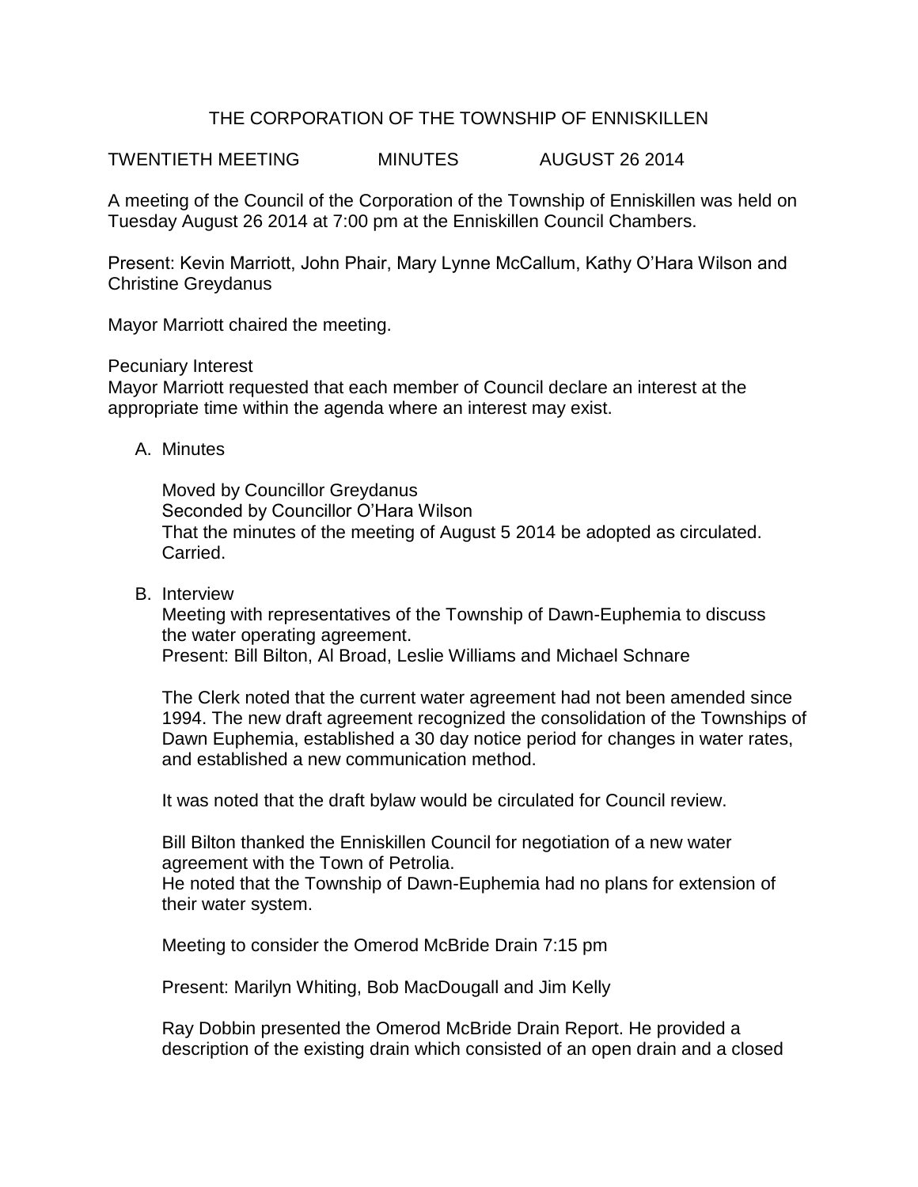# THE CORPORATION OF THE TOWNSHIP OF ENNISKILLEN

TWENTIETH MEETING MINUTES AUGUST 26 2014

A meeting of the Council of the Corporation of the Township of Enniskillen was held on Tuesday August 26 2014 at 7:00 pm at the Enniskillen Council Chambers.

Present: Kevin Marriott, John Phair, Mary Lynne McCallum, Kathy O'Hara Wilson and Christine Greydanus

Mayor Marriott chaired the meeting.

Pecuniary Interest
Mayor Marriott requested that each member of Council declare an interest at the appropriate time within the agenda where an interest may exist.

A. Minutes

   Moved by Councillor Greydanus
   Seconded by Councillor O'Hara Wilson
   That the minutes of the meeting of August 5 2014 be adopted as circulated.
   Carried.

B. Interview
   Meeting with representatives of the Township of Dawn-Euphemia to discuss the water operating agreement.
   Present: Bill Bilton, Al Broad, Leslie Williams and Michael Schnare

   The Clerk noted that the current water agreement had not been amended since 1994. The new draft agreement recognized the consolidation of the Townships of Dawn Euphemia, established a 30 day notice period for changes in water rates, and established a new communication method.

   It was noted that the draft bylaw would be circulated for Council review.

   Bill Bilton thanked the Enniskillen Council for negotiation of a new water agreement with the Town of Petrolia.
   He noted that the Township of Dawn-Euphemia had no plans for extension of their water system.

   Meeting to consider the Omerod McBride Drain 7:15 pm

   Present: Marilyn Whiting, Bob MacDougall and Jim Kelly

   Ray Dobbin presented the Omerod McBride Drain Report. He provided a description of the existing drain which consisted of an open drain and a closed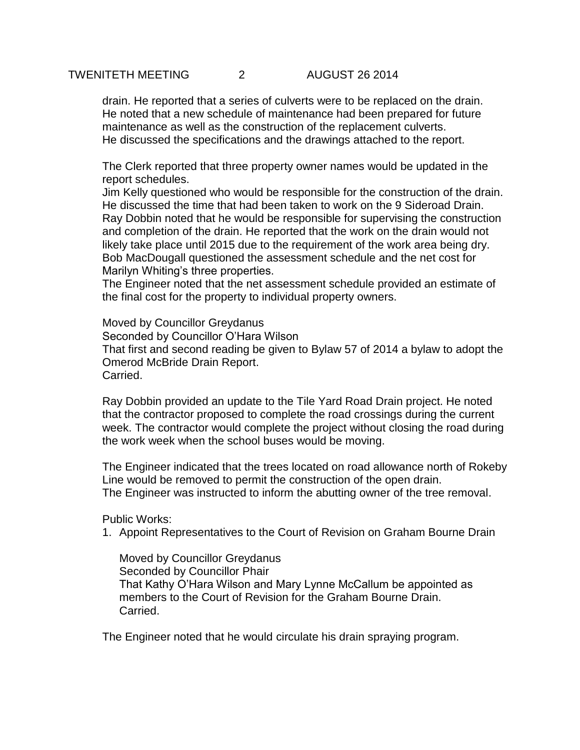drain. He reported that a series of culverts were to be replaced on the drain. He noted that a new schedule of maintenance had been prepared for future maintenance as well as the construction of the replacement culverts. He discussed the specifications and the drawings attached to the report.

The Clerk reported that three property owner names would be updated in the report schedules.
Jim Kelly questioned who would be responsible for the construction of the drain. He discussed the time that had been taken to work on the 9 Sideroad Drain.
Ray Dobbin noted that he would be responsible for supervising the construction and completion of the drain. He reported that the work on the drain would not likely take place until 2015 due to the requirement of the work area being dry.
Bob MacDougall questioned the assessment schedule and the net cost for Marilyn Whiting's three properties.
The Engineer noted that the net assessment schedule provided an estimate of the final cost for the property to individual property owners.

Moved by Councillor Greydanus
Seconded by Councillor O'Hara Wilson
That first and second reading be given to Bylaw 57 of 2014 a bylaw to adopt the Omerod McBride Drain Report.
Carried.

Ray Dobbin provided an update to the Tile Yard Road Drain project. He noted that the contractor proposed to complete the road crossings during the current week. The contractor would complete the project without closing the road during the work week when the school buses would be moving.

The Engineer indicated that the trees located on road allowance north of Rokeby Line would be removed to permit the construction of the open drain.
The Engineer was instructed to inform the abutting owner of the tree removal.

Public Works:

1. Appoint Representatives to the Court of Revision on Graham Bourne Drain

   Moved by Councillor Greydanus
   Seconded by Councillor Phair
   That Kathy O'Hara Wilson and Mary Lynne McCallum be appointed as members to the Court of Revision for the Graham Bourne Drain.
   Carried.

The Engineer noted that he would circulate his drain spraying program.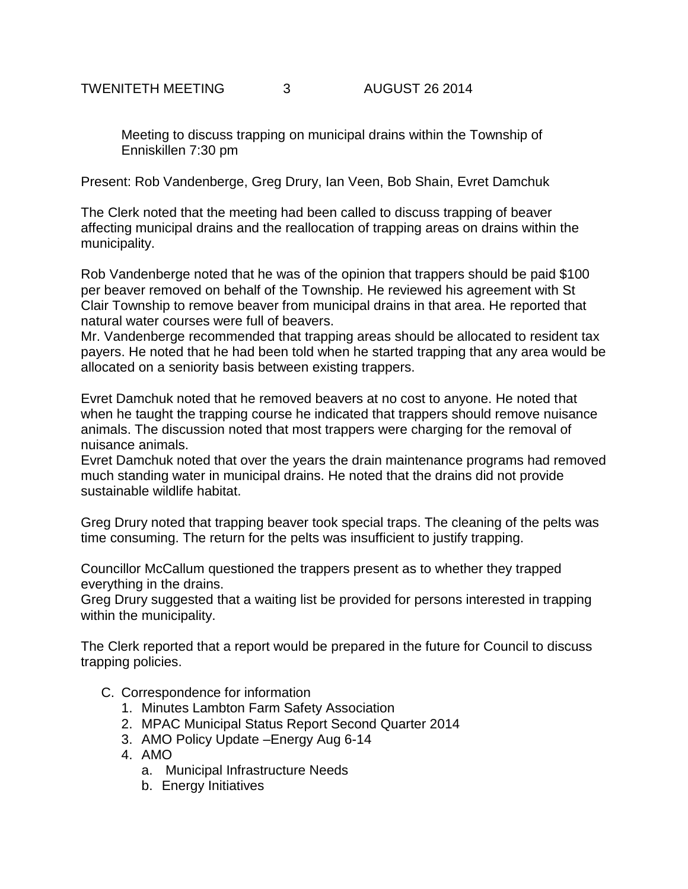Meeting to discuss trapping on municipal drains within the Township of Enniskillen 7:30 pm

Present: Rob Vandenberge, Greg Drury, Ian Veen, Bob Shain, Evret Damchuk

The Clerk noted that the meeting had been called to discuss trapping of beaver affecting municipal drains and the reallocation of trapping areas on drains within the municipality.

Rob Vandenberge noted that he was of the opinion that trappers should be paid $100 per beaver removed on behalf of the Township. He reviewed his agreement with St Clair Township to remove beaver from municipal drains in that area. He reported that natural water courses were full of beavers.
Mr. Vandenberge recommended that trapping areas should be allocated to resident tax payers. He noted that he had been told when he started trapping that any area would be allocated on a seniority basis between existing trappers.

Evret Damchuk noted that he removed beavers at no cost to anyone. He noted that when he taught the trapping course he indicated that trappers should remove nuisance animals. The discussion noted that most trappers were charging for the removal of nuisance animals.
Evret Damchuk noted that over the years the drain maintenance programs had removed much standing water in municipal drains. He noted that the drains did not provide sustainable wildlife habitat.

Greg Drury noted that trapping beaver took special traps. The cleaning of the pelts was time consuming. The return for the pelts was insufficient to justify trapping.

Councillor McCallum questioned the trappers present as to whether they trapped everything in the drains.
Greg Drury suggested that a waiting list be provided for persons interested in trapping within the municipality.

The Clerk reported that a report would be prepared in the future for Council to discuss trapping policies.

C. Correspondence for information
   1. Minutes Lambton Farm Safety Association
   2. MPAC Municipal Status Report Second Quarter 2014
   3. AMO Policy Update –Energy Aug 6-14
   4. AMO
      a. Municipal Infrastructure Needs
      b. Energy Initiatives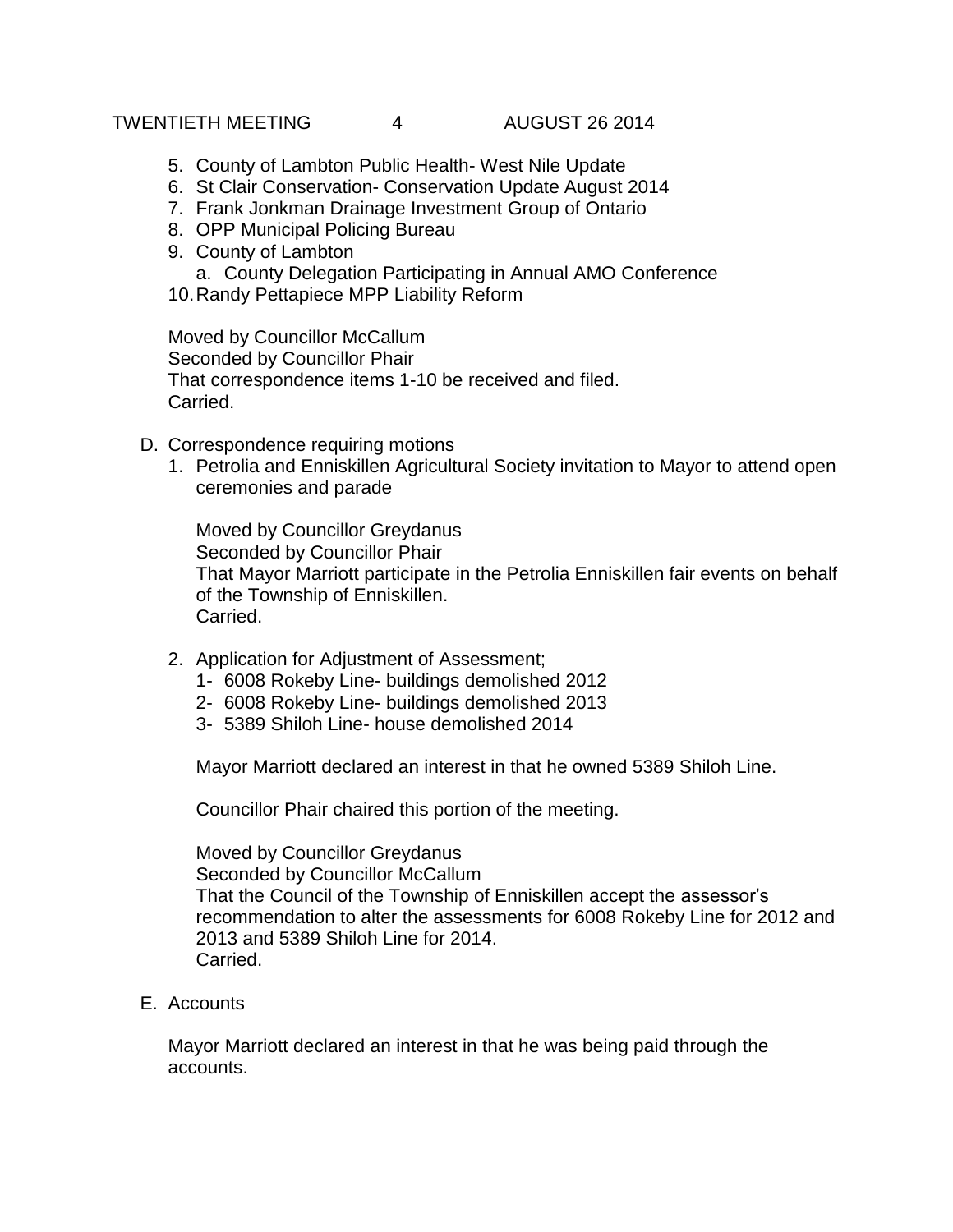5. County of Lambton Public Health- West Nile Update
6. St Clair Conservation- Conservation Update August 2014
7. Frank Jonkman Drainage Investment Group of Ontario
8. OPP Municipal Policing Bureau
9. County of Lambton
   a. County Delegation Participating in Annual AMO Conference
10. Randy Pettapiece MPP Liability Reform

Moved by Councillor McCallum
Seconded by Councillor Phair
That correspondence items 1-10 be received and filed.
Carried.

D. Correspondence requiring motions

1. Petrolia and Enniskillen Agricultural Society invitation to Mayor to attend open ceremonies and parade

   Moved by Councillor Greydanus
   Seconded by Councillor Phair
   That Mayor Marriott participate in the Petrolia Enniskillen fair events on behalf of the Township of Enniskillen.
   Carried.

2. Application for Adjustment of Assessment;
   1- 6008 Rokeby Line- buildings demolished 2012
   2- 6008 Rokeby Line- buildings demolished 2013
   3- 5389 Shiloh Line- house demolished 2014

   Mayor Marriott declared an interest in that he owned 5389 Shiloh Line.

   Councillor Phair chaired this portion of the meeting.

   Moved by Councillor Greydanus
   Seconded by Councillor McCallum
   That the Council of the Township of Enniskillen accept the assessor's recommendation to alter the assessments for 6008 Rokeby Line for 2012 and 2013 and 5389 Shiloh Line for 2014.
   Carried.

E. Accounts

Mayor Marriott declared an interest in that he was being paid through the accounts.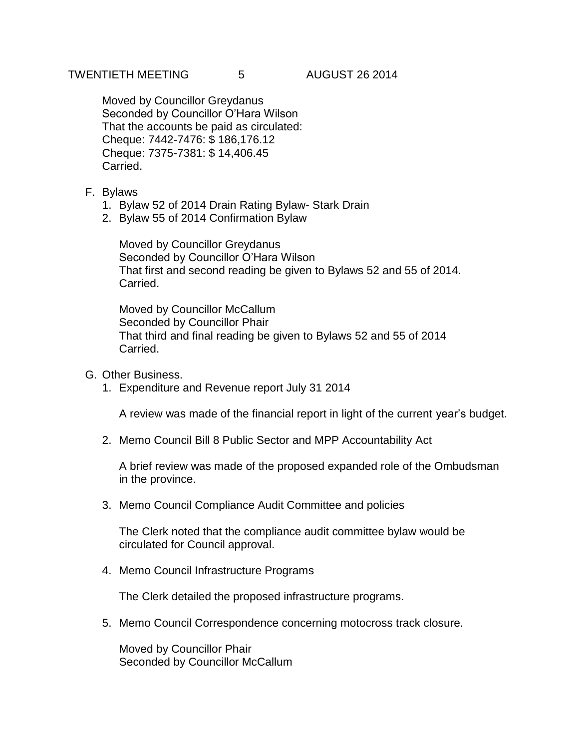Moved by Councillor Greydanus
Seconded by Councillor O'Hara Wilson
That the accounts be paid as circulated:
Cheque: 7442-7476: $ 186,176.12
Cheque: 7375-7381: $ 14,406.45
Carried.

F. Bylaws
   1. Bylaw 52 of 2014 Drain Rating Bylaw- Stark Drain
   2. Bylaw 55 of 2014 Confirmation Bylaw

   Moved by Councillor Greydanus
   Seconded by Councillor O'Hara Wilson
   That first and second reading be given to Bylaws 52 and 55 of 2014.
   Carried.

   Moved by Councillor McCallum
   Seconded by Councillor Phair
   That third and final reading be given to Bylaws 52 and 55 of 2014
   Carried.

G. Other Business.
   1. Expenditure and Revenue report July 31 2014

      A review was made of the financial report in light of the current year's budget.

   2. Memo Council Bill 8 Public Sector and MPP Accountability Act

      A brief review was made of the proposed expanded role of the Ombudsman in the province.

   3. Memo Council Compliance Audit Committee and policies

      The Clerk noted that the compliance audit committee bylaw would be circulated for Council approval.

   4. Memo Council Infrastructure Programs

      The Clerk detailed the proposed infrastructure programs.

   5. Memo Council Correspondence concerning motocross track closure.

      Moved by Councillor Phair
      Seconded by Councillor McCallum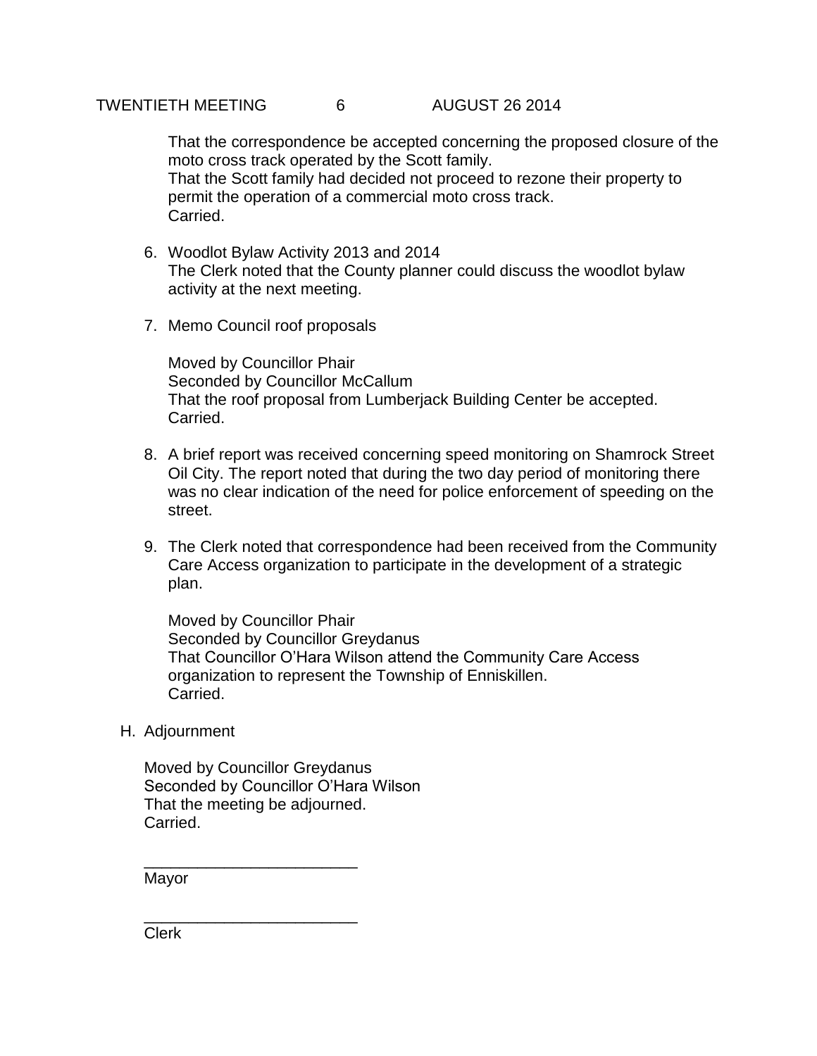That the correspondence be accepted concerning the proposed closure of the moto cross track operated by the Scott family.
That the Scott family had decided not proceed to rezone their property to permit the operation of a commercial moto cross track.
Carried.

6. Woodlot Bylaw Activity 2013 and 2014
   The Clerk noted that the County planner could discuss the woodlot bylaw activity at the next meeting.

7. Memo Council roof proposals

   Moved by Councillor Phair
   Seconded by Councillor McCallum
   That the roof proposal from Lumberjack Building Center be accepted.
   Carried.

8. A brief report was received concerning speed monitoring on Shamrock Street Oil City. The report noted that during the two day period of monitoring there was no clear indication of the need for police enforcement of speeding on the street.

9. The Clerk noted that correspondence had been received from the Community Care Access organization to participate in the development of a strategic plan.

   Moved by Councillor Phair
   Seconded by Councillor Greydanus
   That Councillor O'Hara Wilson attend the Community Care Access organization to represent the Township of Enniskillen.
   Carried.

H. Adjournment

Moved by Councillor Greydanus
Seconded by Councillor O'Hara Wilson
That the meeting be adjourned.
Carried.

________________________
Mayor

________________________
Clerk